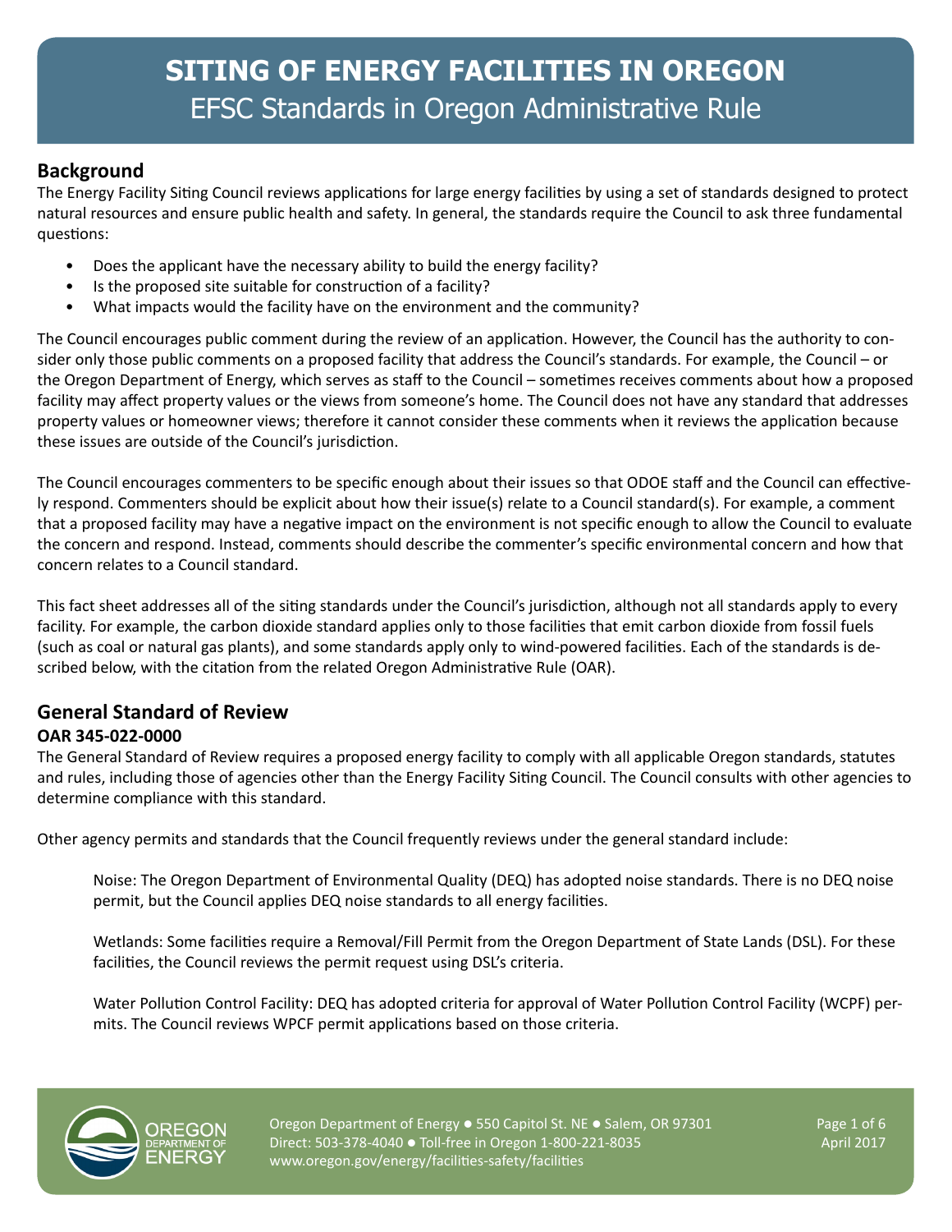# SITING OF ENERGY FACILITIES IN OREGON

## EFSC Standards in Oregon Administrative Rule

## Background

The Energy Facility Siting Council reviews applications for large energy facilities by using a set of standards designed to protect natural resources and ensure public health and safety. In general, the standards require the Council to ask three fundamental questions:

- Does the applicant have the necessary ability to build the energy facility?
- Is the proposed site suitable for construction of a facility?
- What impacts would the facility have on the environment and the community?

The Council encourages public comment during the review of an application. However, the Council has the authority to consider only those public comments on a proposed facility that address the Council's standards. For example, the Council – or the Oregon Department of Energy, which serves as staff to the Council – sometimes receives comments about how a proposed facility may affect property values or the views from someone's home. The Council does not have any standard that addresses property values or homeowner views; therefore it cannot consider these comments when it reviews the application because these issues are outside of the Council's jurisdiction.

The Council encourages commenters to be specific enough about their issues so that ODOE staff and the Council can effectively respond. Commenters should be explicit about how their issue(s) relate to a Council standard(s). For example, a comment that a proposed facility may have a negative impact on the environment is not specific enough to allow the Council to evaluate the concern and respond. Instead, comments should describe the commenter's specific environmental concern and how that concern relates to a Council standard.

This fact sheet addresses all of the siting standards under the Council's jurisdiction, although not all standards apply to every facility. For example, the carbon dioxide standard applies only to those facilities that emit carbon dioxide from fossil fuels (such as coal or natural gas plants), and some standards apply only to wind-powered facilities. Each of the standards is described below, with the citation from the related Oregon Administrative Rule (OAR).

## General Standard of Review

**OAR 345-022-0000**

The General Standard of Review requires a proposed energy facility to comply with all applicable Oregon standards, statutes and rules, including those of agencies other than the Energy Facility Siting Council. The Council consults with other agencies to determine compliance with this standard.

Other agency permits and standards that the Council frequently reviews under the general standard include:

Noise: The Oregon Department of Environmental Quality (DEQ) has adopted noise standards. There is no DEQ noise permit, but the Council applies DEQ noise standards to all energy facilities.

Wetlands: Some facilities require a Removal/Fill Permit from the Oregon Department of State Lands (DSL). For these facilities, the Council reviews the permit request using DSL's criteria.

Water Pollution Control Facility: DEQ has adopted criteria for approval of Water Pollution Control Facility (WCPF) permits. The Council reviews WPCF permit applications based on those criteria.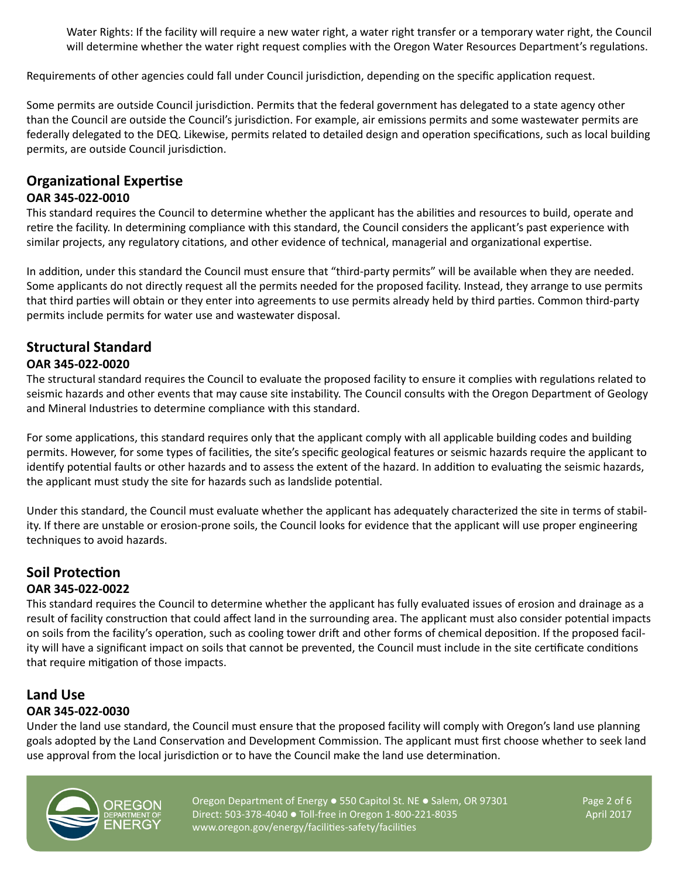Water Rights: If the facility will require a new water right, a water right transfer or a temporary water right, the Council will determine whether the water right request complies with the Oregon Water Resources Department's regulations.

Requirements of other agencies could fall under Council jurisdiction, depending on the specific application request.

Some permits are outside Council jurisdiction. Permits that the federal government has delegated to a state agency other than the Council are outside the Council's jurisdiction. For example, air emissions permits and some wastewater permits are federally delegated to the DEQ. Likewise, permits related to detailed design and operation specifications, such as local building permits, are outside Council jurisdiction.

## Organizational Expertise

**OAR 345-022-0010**

This standard requires the Council to determine whether the applicant has the abilities and resources to build, operate and retire the facility. In determining compliance with this standard, the Council considers the applicant's past experience with similar projects, any regulatory citations, and other evidence of technical, managerial and organizational expertise.

In addition, under this standard the Council must ensure that "third-party permits" will be available when they are needed. Some applicants do not directly request all the permits needed for the proposed facility. Instead, they arrange to use permits that third parties will obtain or they enter into agreements to use permits already held by third parties. Common third-party permits include permits for water use and wastewater disposal.

## Structural Standard

**OAR 345-022-0020**

The structural standard requires the Council to evaluate the proposed facility to ensure it complies with regulations related to seismic hazards and other events that may cause site instability. The Council consults with the Oregon Department of Geology and Mineral Industries to determine compliance with this standard.

For some applications, this standard requires only that the applicant comply with all applicable building codes and building permits. However, for some types of facilities, the site's specific geological features or seismic hazards require the applicant to identify potential faults or other hazards and to assess the extent of the hazard. In addition to evaluating the seismic hazards, the applicant must study the site for hazards such as landslide potential.

Under this standard, the Council must evaluate whether the applicant has adequately characterized the site in terms of stability. If there are unstable or erosion-prone soils, the Council looks for evidence that the applicant will use proper engineering techniques to avoid hazards.

## Soil Protection

**OAR 345-022-0022**

This standard requires the Council to determine whether the applicant has fully evaluated issues of erosion and drainage as a result of facility construction that could affect land in the surrounding area. The applicant must also consider potential impacts on soils from the facility's operation, such as cooling tower drift and other forms of chemical deposition. If the proposed facility will have a significant impact on soils that cannot be prevented, the Council must include in the site certificate conditions that require mitigation of those impacts.

## Land Use

**OAR 345-022-0030**

Under the land use standard, the Council must ensure that the proposed facility will comply with Oregon's land use planning goals adopted by the Land Conservation and Development Commission. The applicant must first choose whether to seek land use approval from the local jurisdiction or to have the Council make the land use determination.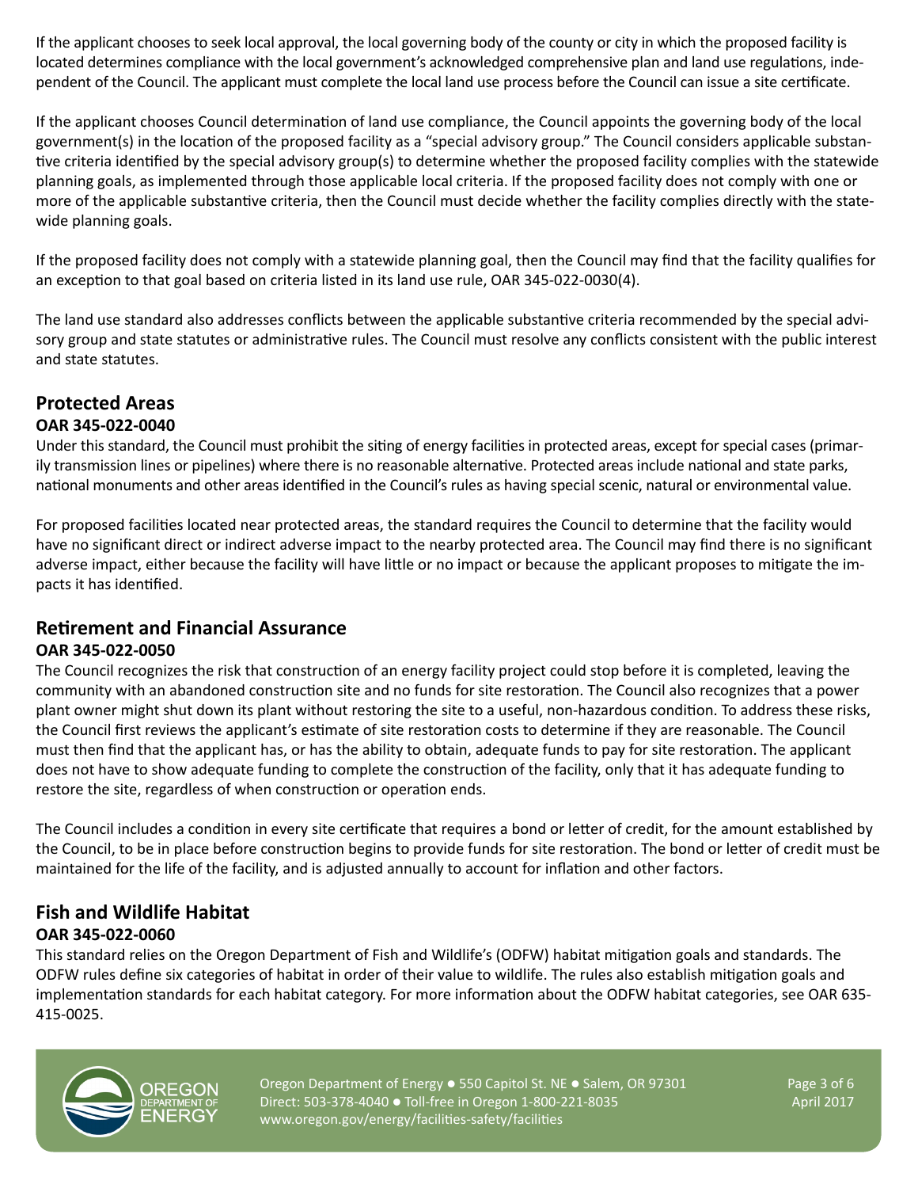If the applicant chooses to seek local approval, the local governing body of the county or city in which the proposed facility is located determines compliance with the local government's acknowledged comprehensive plan and land use regulations, independent of the Council. The applicant must complete the local land use process before the Council can issue a site certificate.

If the applicant chooses Council determination of land use compliance, the Council appoints the governing body of the local government(s) in the location of the proposed facility as a "special advisory group." The Council considers applicable substantive criteria identified by the special advisory group(s) to determine whether the proposed facility complies with the statewide planning goals, as implemented through those applicable local criteria. If the proposed facility does not comply with one or more of the applicable substantive criteria, then the Council must decide whether the facility complies directly with the statewide planning goals.

If the proposed facility does not comply with a statewide planning goal, then the Council may find that the facility qualifies for an exception to that goal based on criteria listed in its land use rule, OAR 345-022-0030(4).

The land use standard also addresses conflicts between the applicable substantive criteria recommended by the special advisory group and state statutes or administrative rules. The Council must resolve any conflicts consistent with the public interest and state statutes.

## Protected Areas

**OAR 345-022-0040**

Under this standard, the Council must prohibit the siting of energy facilities in protected areas, except for special cases (primarily transmission lines or pipelines) where there is no reasonable alternative. Protected areas include national and state parks, national monuments and other areas identified in the Council's rules as having special scenic, natural or environmental value.

For proposed facilities located near protected areas, the standard requires the Council to determine that the facility would have no significant direct or indirect adverse impact to the nearby protected area. The Council may find there is no significant adverse impact, either because the facility will have little or no impact or because the applicant proposes to mitigate the impacts it has identified.

## Retirement and Financial Assurance

**OAR 345-022-0050**

The Council recognizes the risk that construction of an energy facility project could stop before it is completed, leaving the community with an abandoned construction site and no funds for site restoration. The Council also recognizes that a power plant owner might shut down its plant without restoring the site to a useful, non-hazardous condition. To address these risks, the Council first reviews the applicant's estimate of site restoration costs to determine if they are reasonable. The Council must then find that the applicant has, or has the ability to obtain, adequate funds to pay for site restoration. The applicant does not have to show adequate funding to complete the construction of the facility, only that it has adequate funding to restore the site, regardless of when construction or operation ends.

The Council includes a condition in every site certificate that requires a bond or letter of credit, for the amount established by the Council, to be in place before construction begins to provide funds for site restoration. The bond or letter of credit must be maintained for the life of the facility, and is adjusted annually to account for inflation and other factors.

## Fish and Wildlife Habitat

**OAR 345-022-0060**

This standard relies on the Oregon Department of Fish and Wildlife's (ODFW) habitat mitigation goals and standards. The ODFW rules define six categories of habitat in order of their value to wildlife. The rules also establish mitigation goals and implementation standards for each habitat category. For more information about the ODFW habitat categories, see OAR 635-415-0025.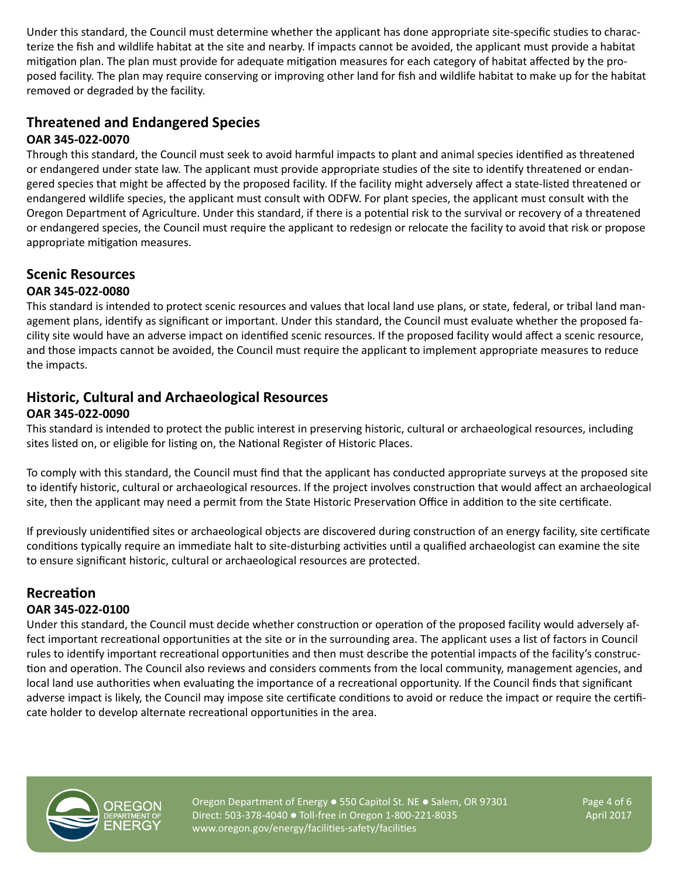Under this standard, the Council must determine whether the applicant has done appropriate site-specific studies to characterize the fish and wildlife habitat at the site and nearby. If impacts cannot be avoided, the applicant must provide a habitat mitigation plan. The plan must provide for adequate mitigation measures for each category of habitat affected by the proposed facility. The plan may require conserving or improving other land for fish and wildlife habitat to make up for the habitat removed or degraded by the facility.

## Threatened and Endangered Species

**OAR 345-022-0070**

Through this standard, the Council must seek to avoid harmful impacts to plant and animal species identified as threatened or endangered under state law. The applicant must provide appropriate studies of the site to identify threatened or endangered species that might be affected by the proposed facility. If the facility might adversely affect a state-listed threatened or endangered wildlife species, the applicant must consult with ODFW. For plant species, the applicant must consult with the Oregon Department of Agriculture. Under this standard, if there is a potential risk to the survival or recovery of a threatened or endangered species, the Council must require the applicant to redesign or relocate the facility to avoid that risk or propose appropriate mitigation measures.

## Scenic Resources

**OAR 345-022-0080**

This standard is intended to protect scenic resources and values that local land use plans, or state, federal, or tribal land management plans, identify as significant or important. Under this standard, the Council must evaluate whether the proposed facility site would have an adverse impact on identified scenic resources. If the proposed facility would affect a scenic resource, and those impacts cannot be avoided, the Council must require the applicant to implement appropriate measures to reduce the impacts.

## Historic, Cultural and Archaeological Resources

**OAR 345-022-0090**

This standard is intended to protect the public interest in preserving historic, cultural or archaeological resources, including sites listed on, or eligible for listing on, the National Register of Historic Places.

To comply with this standard, the Council must find that the applicant has conducted appropriate surveys at the proposed site to identify historic, cultural or archaeological resources. If the project involves construction that would affect an archaeological site, then the applicant may need a permit from the State Historic Preservation Office in addition to the site certificate.

If previously unidentified sites or archaeological objects are discovered during construction of an energy facility, site certificate conditions typically require an immediate halt to site-disturbing activities until a qualified archaeologist can examine the site to ensure significant historic, cultural or archaeological resources are protected.

## Recreation

**OAR 345-022-0100**

Under this standard, the Council must decide whether construction or operation of the proposed facility would adversely affect important recreational opportunities at the site or in the surrounding area. The applicant uses a list of factors in Council rules to identify important recreational opportunities and then must describe the potential impacts of the facility's construction and operation. The Council also reviews and considers comments from the local community, management agencies, and local land use authorities when evaluating the importance of a recreational opportunity. If the Council finds that significant adverse impact is likely, the Council may impose site certificate conditions to avoid or reduce the impact or require the certificate holder to develop alternate recreational opportunities in the area.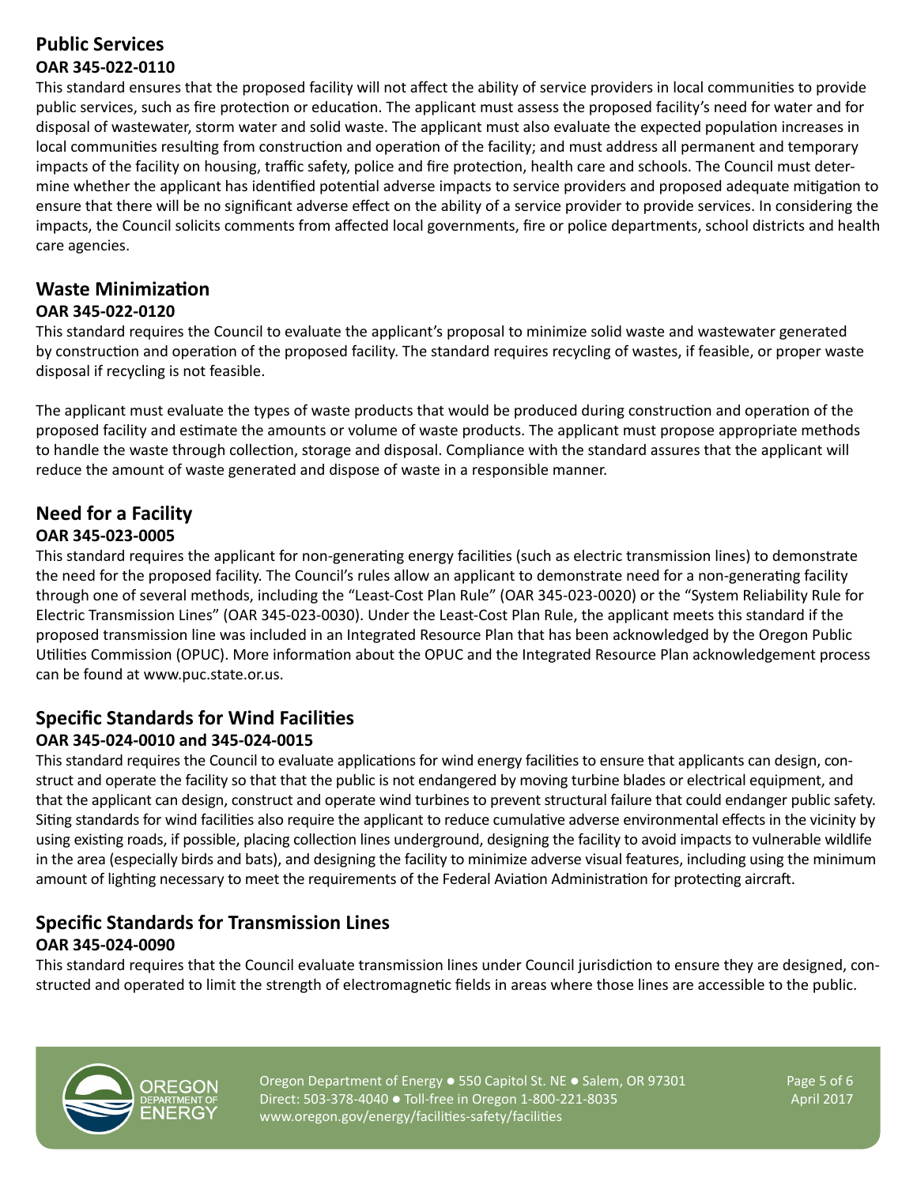## Public Services

### OAR 345-022-0110

This standard ensures that the proposed facility will not affect the ability of service providers in local communities to provide public services, such as fire protection or education. The applicant must assess the proposed facility's need for water and for disposal of wastewater, storm water and solid waste. The applicant must also evaluate the expected population increases in local communities resulting from construction and operation of the facility; and must address all permanent and temporary impacts of the facility on housing, traffic safety, police and fire protection, health care and schools. The Council must determine whether the applicant has identified potential adverse impacts to service providers and proposed adequate mitigation to ensure that there will be no significant adverse effect on the ability of a service provider to provide services. In considering the impacts, the Council solicits comments from affected local governments, fire or police departments, school districts and health care agencies.

## Waste Minimization

### OAR 345-022-0120

This standard requires the Council to evaluate the applicant's proposal to minimize solid waste and wastewater generated by construction and operation of the proposed facility. The standard requires recycling of wastes, if feasible, or proper waste disposal if recycling is not feasible.

The applicant must evaluate the types of waste products that would be produced during construction and operation of the proposed facility and estimate the amounts or volume of waste products. The applicant must propose appropriate methods to handle the waste through collection, storage and disposal. Compliance with the standard assures that the applicant will reduce the amount of waste generated and dispose of waste in a responsible manner.

## Need for a Facility

### OAR 345-023-0005

This standard requires the applicant for non-generating energy facilities (such as electric transmission lines) to demonstrate the need for the proposed facility. The Council's rules allow an applicant to demonstrate need for a non-generating facility through one of several methods, including the "Least-Cost Plan Rule" (OAR 345-023-0020) or the "System Reliability Rule for Electric Transmission Lines" (OAR 345-023-0030). Under the Least-Cost Plan Rule, the applicant meets this standard if the proposed transmission line was included in an Integrated Resource Plan that has been acknowledged by the Oregon Public Utilities Commission (OPUC). More information about the OPUC and the Integrated Resource Plan acknowledgement process can be found at www.puc.state.or.us.

## Specific Standards for Wind Facilities

### OAR 345-024-0010 and 345-024-0015

This standard requires the Council to evaluate applications for wind energy facilities to ensure that applicants can design, construct and operate the facility so that that the public is not endangered by moving turbine blades or electrical equipment, and that the applicant can design, construct and operate wind turbines to prevent structural failure that could endanger public safety. Siting standards for wind facilities also require the applicant to reduce cumulative adverse environmental effects in the vicinity by using existing roads, if possible, placing collection lines underground, designing the facility to avoid impacts to vulnerable wildlife in the area (especially birds and bats), and designing the facility to minimize adverse visual features, including using the minimum amount of lighting necessary to meet the requirements of the Federal Aviation Administration for protecting aircraft.

## Specific Standards for Transmission Lines

### OAR 345-024-0090

This standard requires that the Council evaluate transmission lines under Council jurisdiction to ensure they are designed, constructed and operated to limit the strength of electromagnetic fields in areas where those lines are accessible to the public.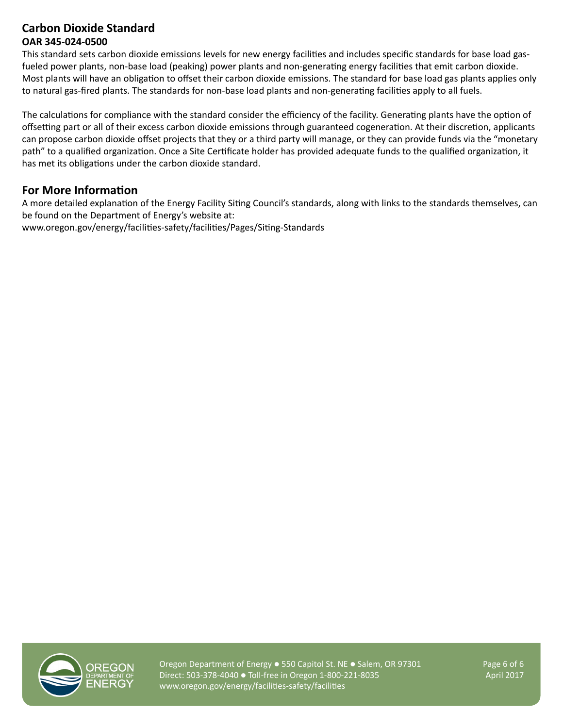## Carbon Dioxide Standard

**OAR 345-024-0500**

This standard sets carbon dioxide emissions levels for new energy facilities and includes specific standards for base load gas-fueled power plants, non-base load (peaking) power plants and non-generating energy facilities that emit carbon dioxide. Most plants will have an obligation to offset their carbon dioxide emissions. The standard for base load gas plants applies only to natural gas-fired plants. The standards for non-base load plants and non-generating facilities apply to all fuels.

The calculations for compliance with the standard consider the efficiency of the facility. Generating plants have the option of offsetting part or all of their excess carbon dioxide emissions through guaranteed cogeneration. At their discretion, applicants can propose carbon dioxide offset projects that they or a third party will manage, or they can provide funds via the "monetary path" to a qualified organization. Once a Site Certificate holder has provided adequate funds to the qualified organization, it has met its obligations under the carbon dioxide standard.

## For More Information

A more detailed explanation of the Energy Facility Siting Council's standards, along with links to the standards themselves, can be found on the Department of Energy's website at:
www.oregon.gov/energy/facilities-safety/facilities/Pages/Siting-Standards